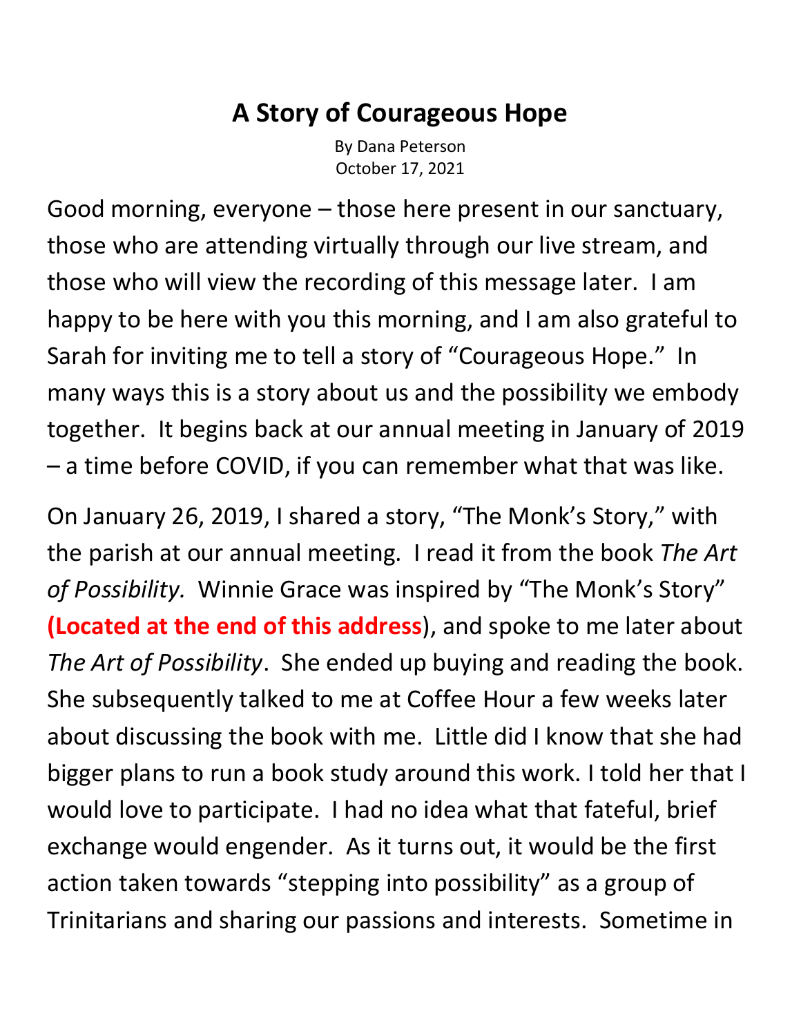# A Story of Courageous Hope

By Dana Peterson
October 17, 2021

Good morning, everyone – those here present in our sanctuary, those who are attending virtually through our live stream, and those who will view the recording of this message later. I am happy to be here with you this morning, and I am also grateful to Sarah for inviting me to tell a story of "Courageous Hope." In many ways this is a story about us and the possibility we embody together. It begins back at our annual meeting in January of 2019 – a time before COVID, if you can remember what that was like.

On January 26, 2019, I shared a story, "The Monk's Story," with the parish at our annual meeting. I read it from the book *The Art of Possibility.* Winnie Grace was inspired by "The Monk's Story" **(Located at the end of this address**), and spoke to me later about *The Art of Possibility*. She ended up buying and reading the book. She subsequently talked to me at Coffee Hour a few weeks later about discussing the book with me. Little did I know that she had bigger plans to run a book study around this work. I told her that I would love to participate. I had no idea what that fateful, brief exchange would engender. As it turns out, it would be the first action taken towards "stepping into possibility" as a group of Trinitarians and sharing our passions and interests. Sometime in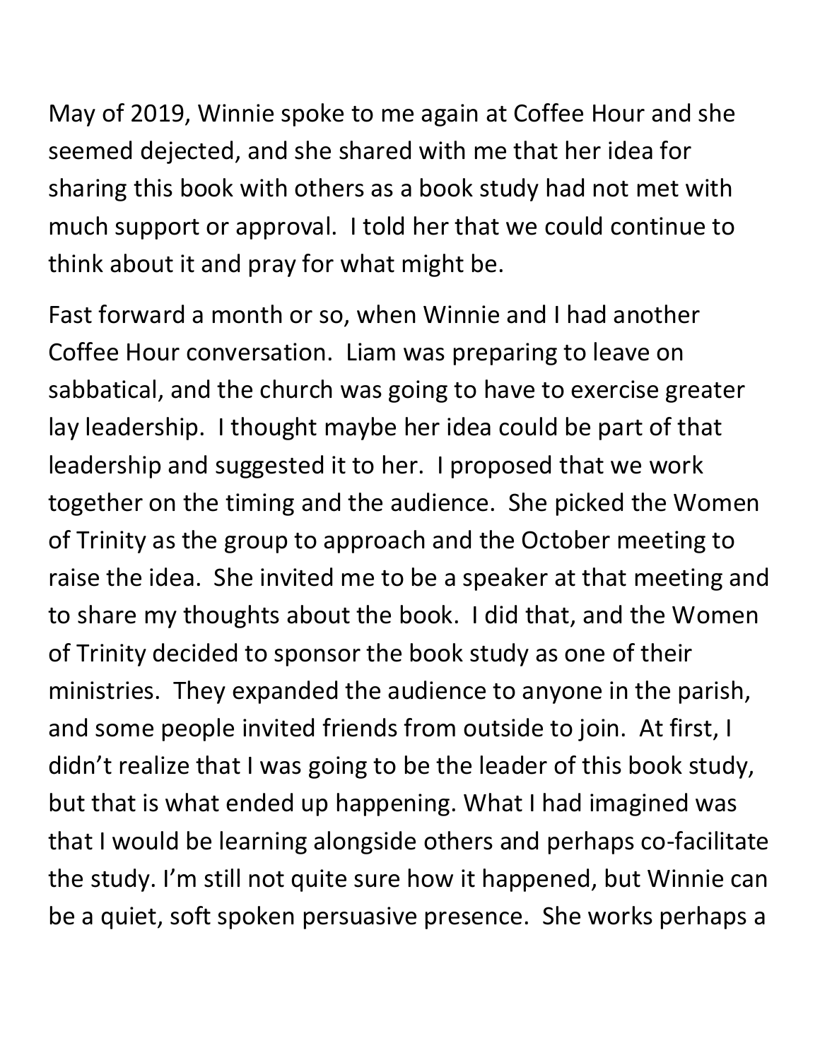May of 2019, Winnie spoke to me again at Coffee Hour and she seemed dejected, and she shared with me that her idea for sharing this book with others as a book study had not met with much support or approval. I told her that we could continue to think about it and pray for what might be.

Fast forward a month or so, when Winnie and I had another Coffee Hour conversation. Liam was preparing to leave on sabbatical, and the church was going to have to exercise greater lay leadership. I thought maybe her idea could be part of that leadership and suggested it to her. I proposed that we work together on the timing and the audience. She picked the Women of Trinity as the group to approach and the October meeting to raise the idea. She invited me to be a speaker at that meeting and to share my thoughts about the book. I did that, and the Women of Trinity decided to sponsor the book study as one of their ministries. They expanded the audience to anyone in the parish, and some people invited friends from outside to join. At first, I didn't realize that I was going to be the leader of this book study, but that is what ended up happening. What I had imagined was that I would be learning alongside others and perhaps co-facilitate the study. I'm still not quite sure how it happened, but Winnie can be a quiet, soft spoken persuasive presence. She works perhaps a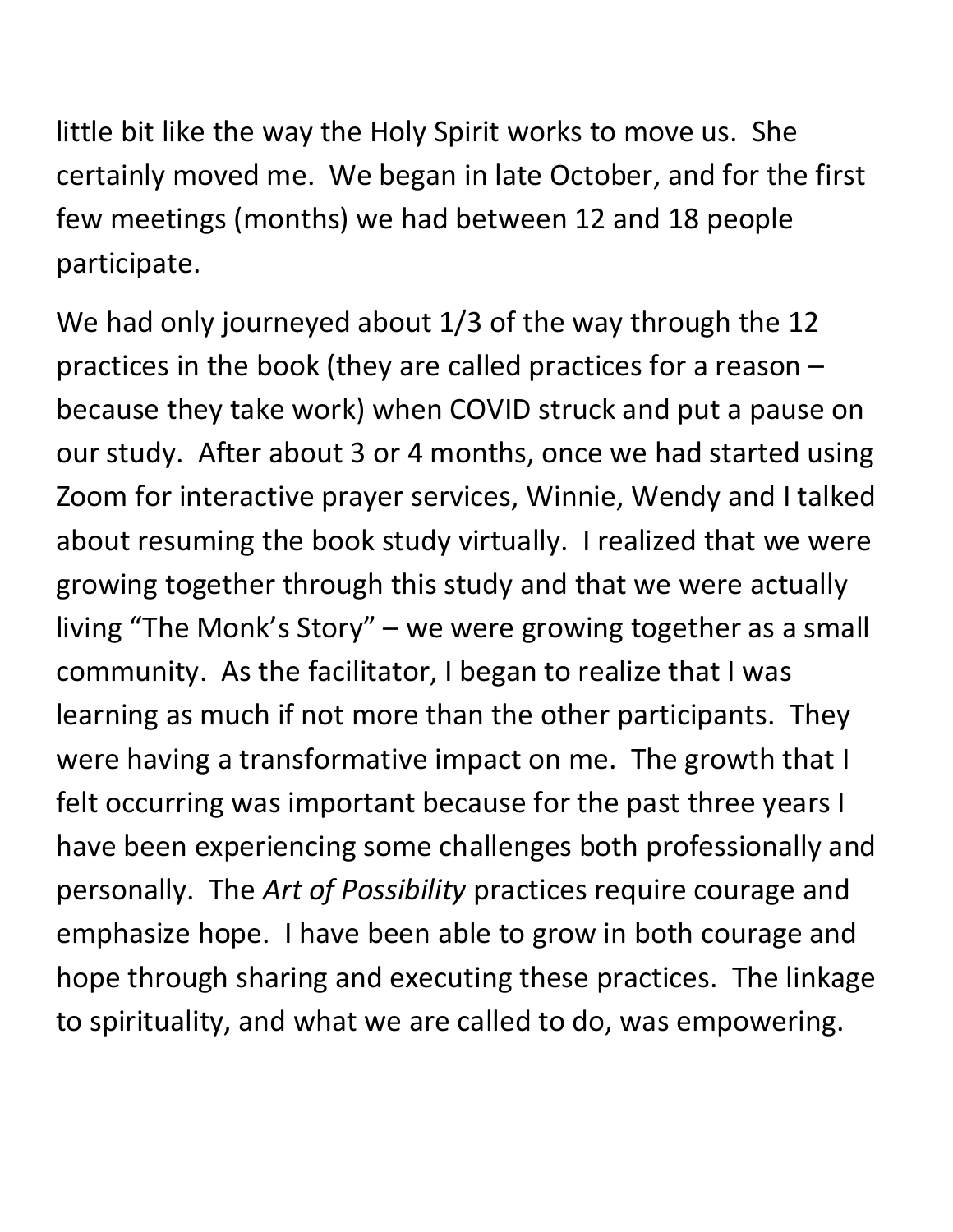little bit like the way the Holy Spirit works to move us. She certainly moved me. We began in late October, and for the first few meetings (months) we had between 12 and 18 people participate.

We had only journeyed about 1/3 of the way through the 12 practices in the book (they are called practices for a reason – because they take work) when COVID struck and put a pause on our study. After about 3 or 4 months, once we had started using Zoom for interactive prayer services, Winnie, Wendy and I talked about resuming the book study virtually. I realized that we were growing together through this study and that we were actually living "The Monk's Story" – we were growing together as a small community. As the facilitator, I began to realize that I was learning as much if not more than the other participants. They were having a transformative impact on me. The growth that I felt occurring was important because for the past three years I have been experiencing some challenges both professionally and personally. The *Art of Possibility* practices require courage and emphasize hope. I have been able to grow in both courage and hope through sharing and executing these practices. The linkage to spirituality, and what we are called to do, was empowering.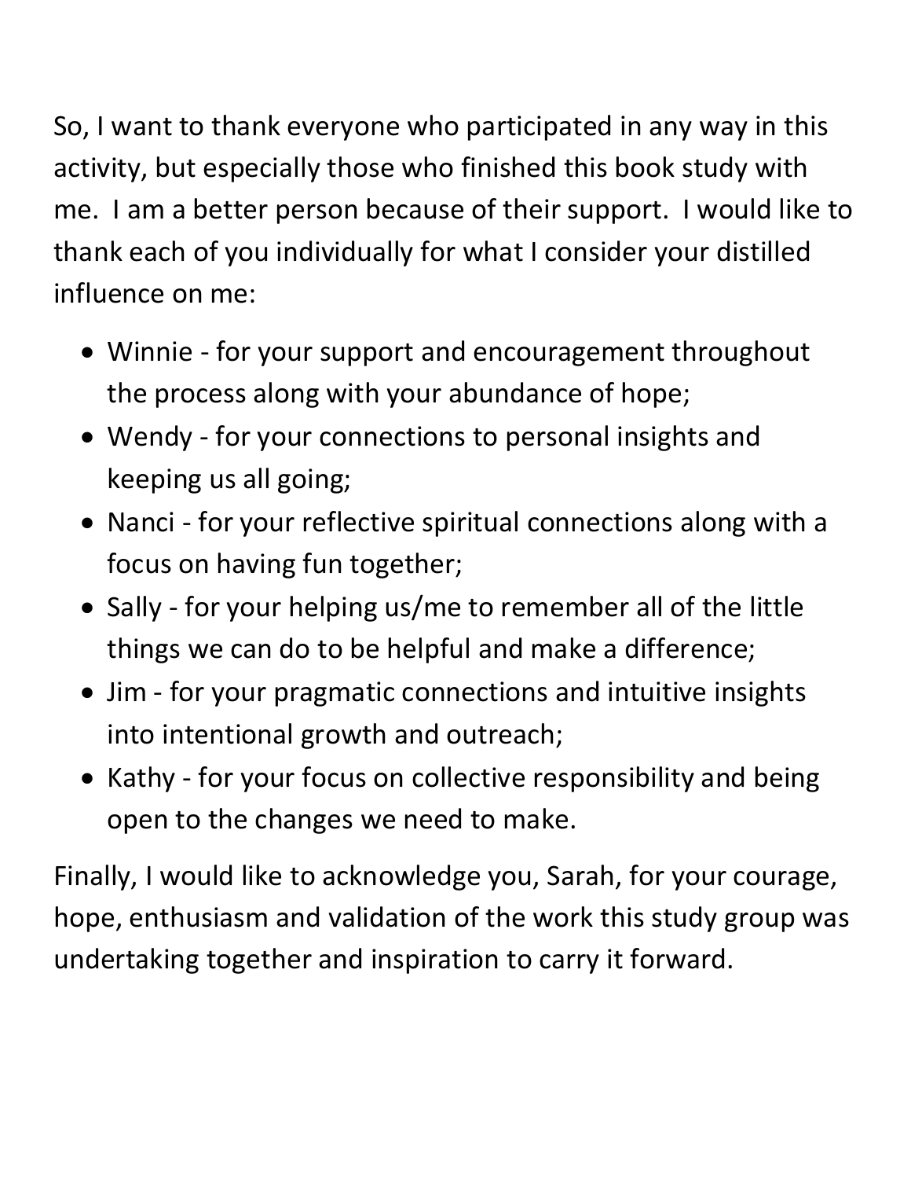So, I want to thank everyone who participated in any way in this activity, but especially those who finished this book study with me. I am a better person because of their support. I would like to thank each of you individually for what I consider your distilled influence on me:

- Winnie - for your support and encouragement throughout the process along with your abundance of hope;
- Wendy - for your connections to personal insights and keeping us all going;
- Nanci - for your reflective spiritual connections along with a focus on having fun together;
- Sally - for your helping us/me to remember all of the little things we can do to be helpful and make a difference;
- Jim - for your pragmatic connections and intuitive insights into intentional growth and outreach;
- Kathy - for your focus on collective responsibility and being open to the changes we need to make.

Finally, I would like to acknowledge you, Sarah, for your courage, hope, enthusiasm and validation of the work this study group was undertaking together and inspiration to carry it forward.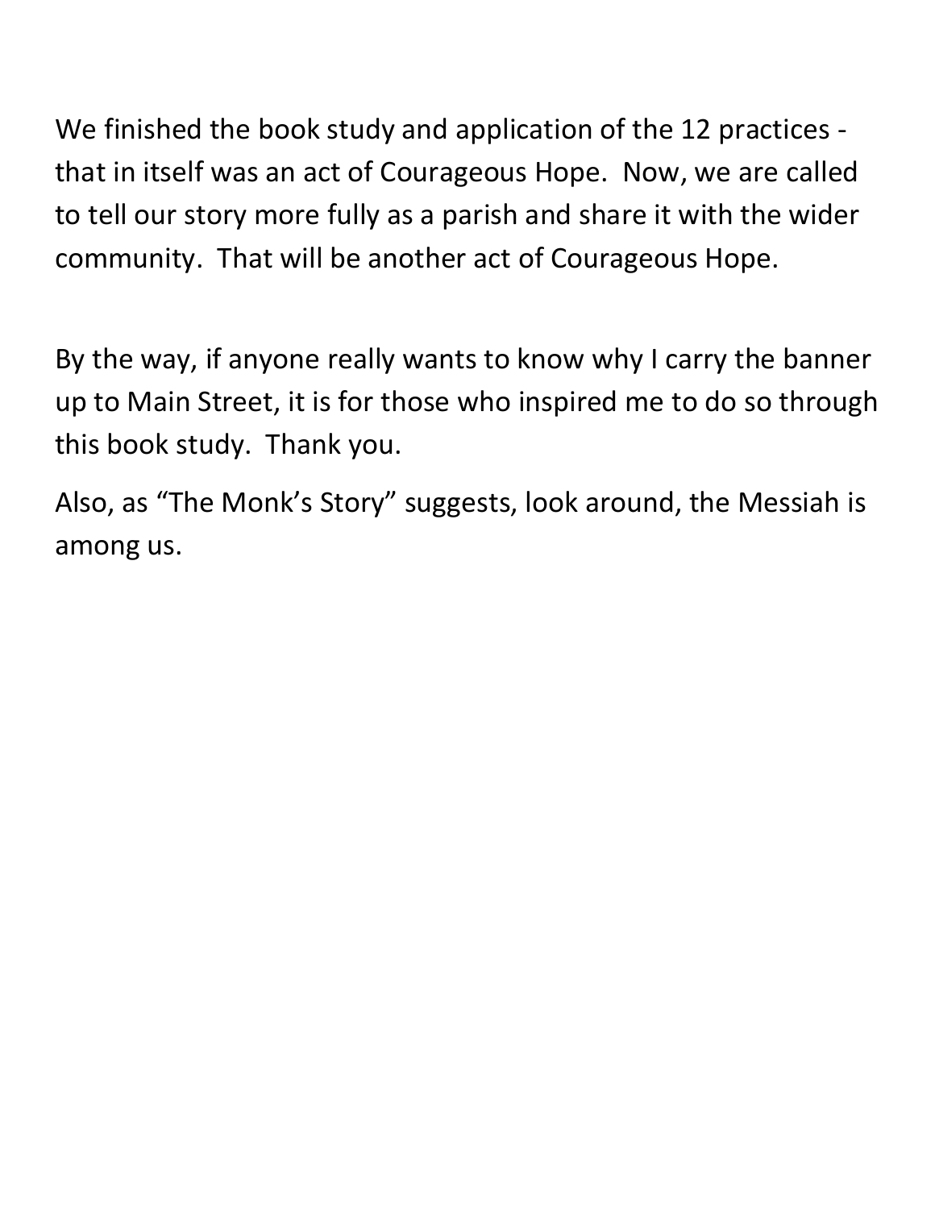We finished the book study and application of the 12 practices - that in itself was an act of Courageous Hope. Now, we are called to tell our story more fully as a parish and share it with the wider community. That will be another act of Courageous Hope.

By the way, if anyone really wants to know why I carry the banner up to Main Street, it is for those who inspired me to do so through this book study. Thank you.

Also, as "The Monk's Story" suggests, look around, the Messiah is among us.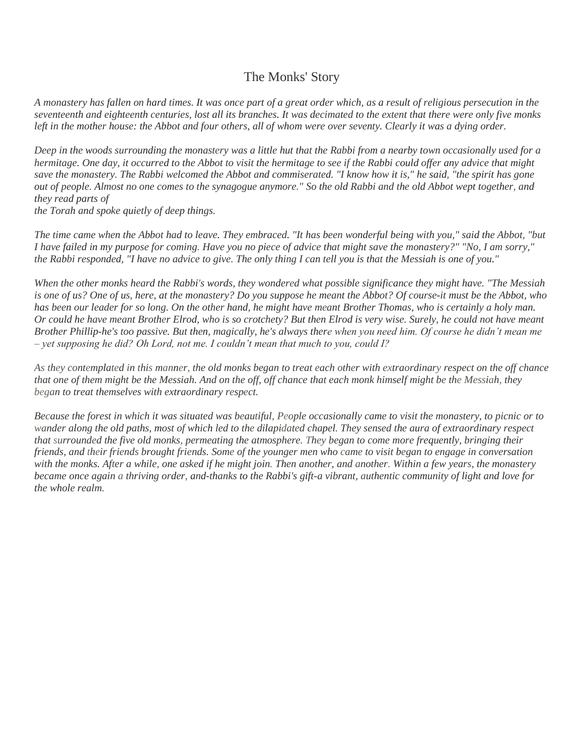# The Monks' Story

*A monastery has fallen on hard times. It was once part of a great order which, as a result of religious persecution in the seventeenth and eighteenth centuries, lost all its branches. It was decimated to the extent that there were only five monks left in the mother house: the Abbot and four others, all of whom were over seventy. Clearly it was a dying order.*

*Deep in the woods surrounding the monastery was a little hut that the Rabbi from a nearby town occasionally used for a hermitage. One day, it occurred to the Abbot to visit the hermitage to see if the Rabbi could offer any advice that might save the monastery. The Rabbi welcomed the Abbot and commiserated. "I know how it is," he said, "the spirit has gone out of people. Almost no one comes to the synagogue anymore." So the old Rabbi and the old Abbot wept together, and they read parts of the Torah and spoke quietly of deep things.*

*The time came when the Abbot had to leave. They embraced. "It has been wonderful being with you," said the Abbot, "but I have failed in my purpose for coming. Have you no piece of advice that might save the monastery?" "No, I am sorry," the Rabbi responded, "I have no advice to give. The only thing I can tell you is that the Messiah is one of you."*

*When the other monks heard the Rabbi's words, they wondered what possible significance they might have. "The Messiah is one of us? One of us, here, at the monastery? Do you suppose he meant the Abbot? Of course-it must be the Abbot, who has been our leader for so long. On the other hand, he might have meant Brother Thomas, who is certainly a holy man. Or could he have meant Brother Elrod, who is so crotchety? But then Elrod is very wise. Surely, he could not have meant Brother Phillip-he's too passive. But then, magically, he's always there when you need him. Of course he didn't mean me – yet supposing he did? Oh Lord, not me. I couldn't mean that much to you, could I?*

*As they contemplated in this manner, the old monks began to treat each other with extraordinary respect on the off chance that one of them might be the Messiah. And on the off, off chance that each monk himself might be the Messiah, they began to treat themselves with extraordinary respect.*

*Because the forest in which it was situated was beautiful, People occasionally came to visit the monastery, to picnic or to wander along the old paths, most of which led to the dilapidated chapel. They sensed the aura of extraordinary respect that surrounded the five old monks, permeating the atmosphere. They began to come more frequently, bringing their friends, and their friends brought friends. Some of the younger men who came to visit began to engage in conversation with the monks. After a while, one asked if he might join. Then another, and another. Within a few years, the monastery became once again a thriving order, and-thanks to the Rabbi's gift-a vibrant, authentic community of light and love for the whole realm.*